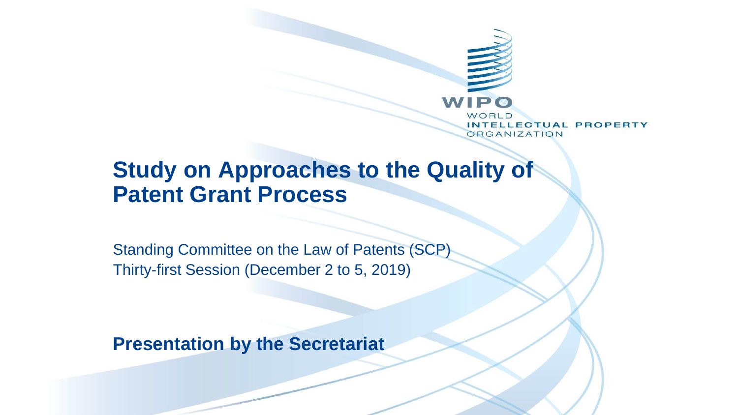WIPO
WORLD
INTELLECTUAL PROPERTY
ORGANIZATION

# Study on Approaches to the Quality of Patent Grant Process

Standing Committee on the Law of Patents (SCP)
Thirty-first Session (December 2 to 5, 2019)

**Presentation by the Secretariat**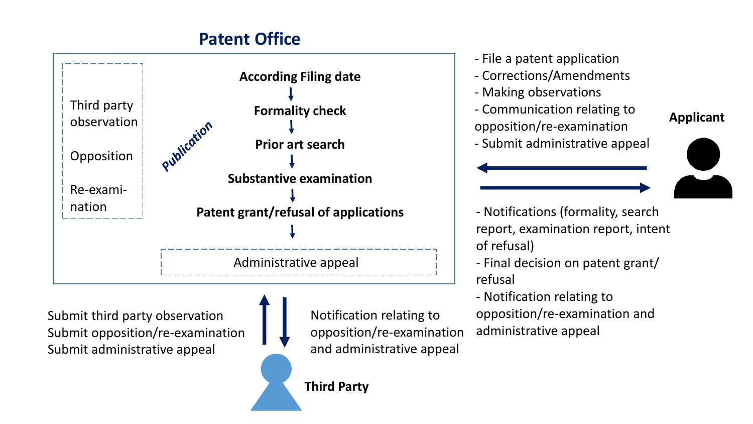## Patent Office

**According Filing date**

↓

**Formality check**

↓

**Prior art search**

↓

**Substantive examination**

↓

**Patent grant/refusal of applications**

↓

Administrative appeal

*Publication*

Third party observation

Opposition

Re-examination

### Applicant

- File a patent application
- Corrections/Amendments
- Making observations
- Communication relating to opposition/re-examination
- Submit administrative appeal

- Notifications (formality, search report, examination report, intent of refusal)
- Final decision on patent grant/ refusal
- Notification relating to opposition/re-examination and administrative appeal

### Third Party

Submit third party observation
Submit opposition/re-examination
Submit administrative appeal

Notification relating to opposition/re-examination and administrative appeal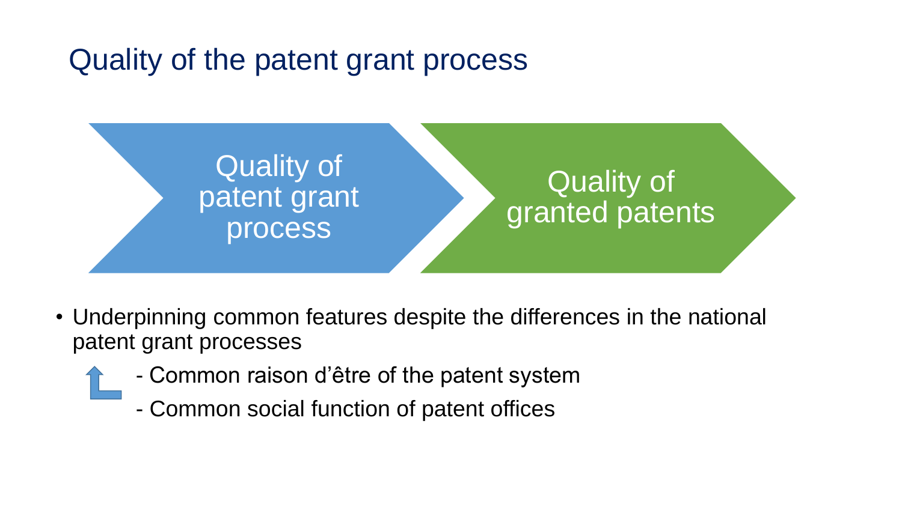# Quality of the patent grant process

Quality of patent grant process → Quality of granted patents

- Underpinning common features despite the differences in the national patent grant processes

  - Common raison d'être of the patent system
  - Common social function of patent offices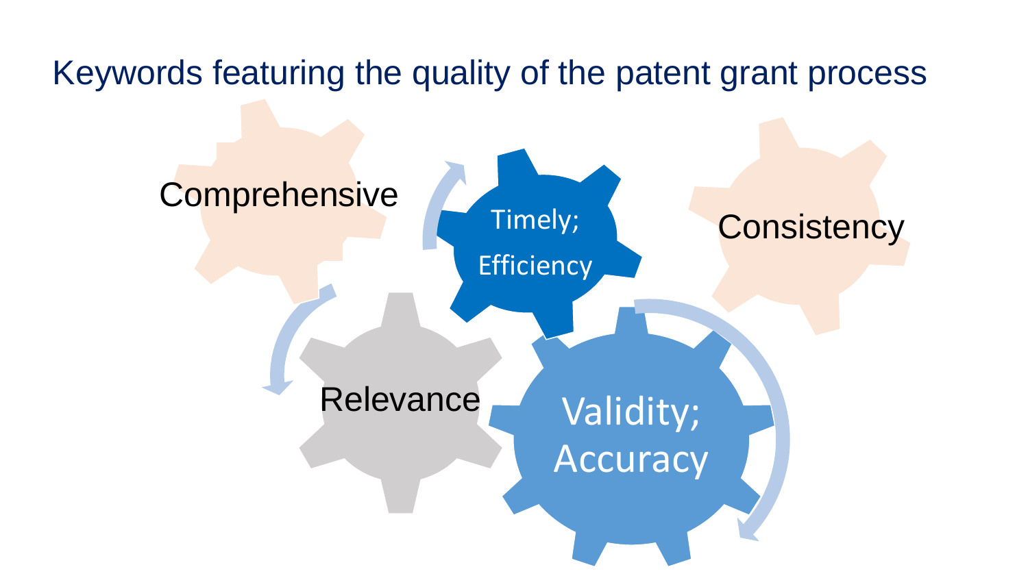# Keywords featuring the quality of the patent grant process

- Comprehensive
- Timely; Efficiency
- Consistency
- Relevance
- Validity; Accuracy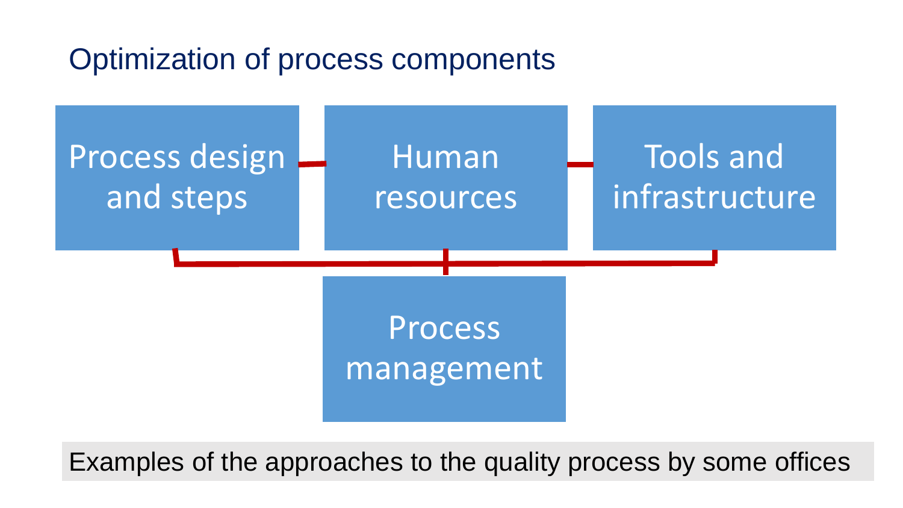# Optimization of process components

Process design and steps

Human resources

Tools and infrastructure

Process management

Examples of the approaches to the quality process by some offices